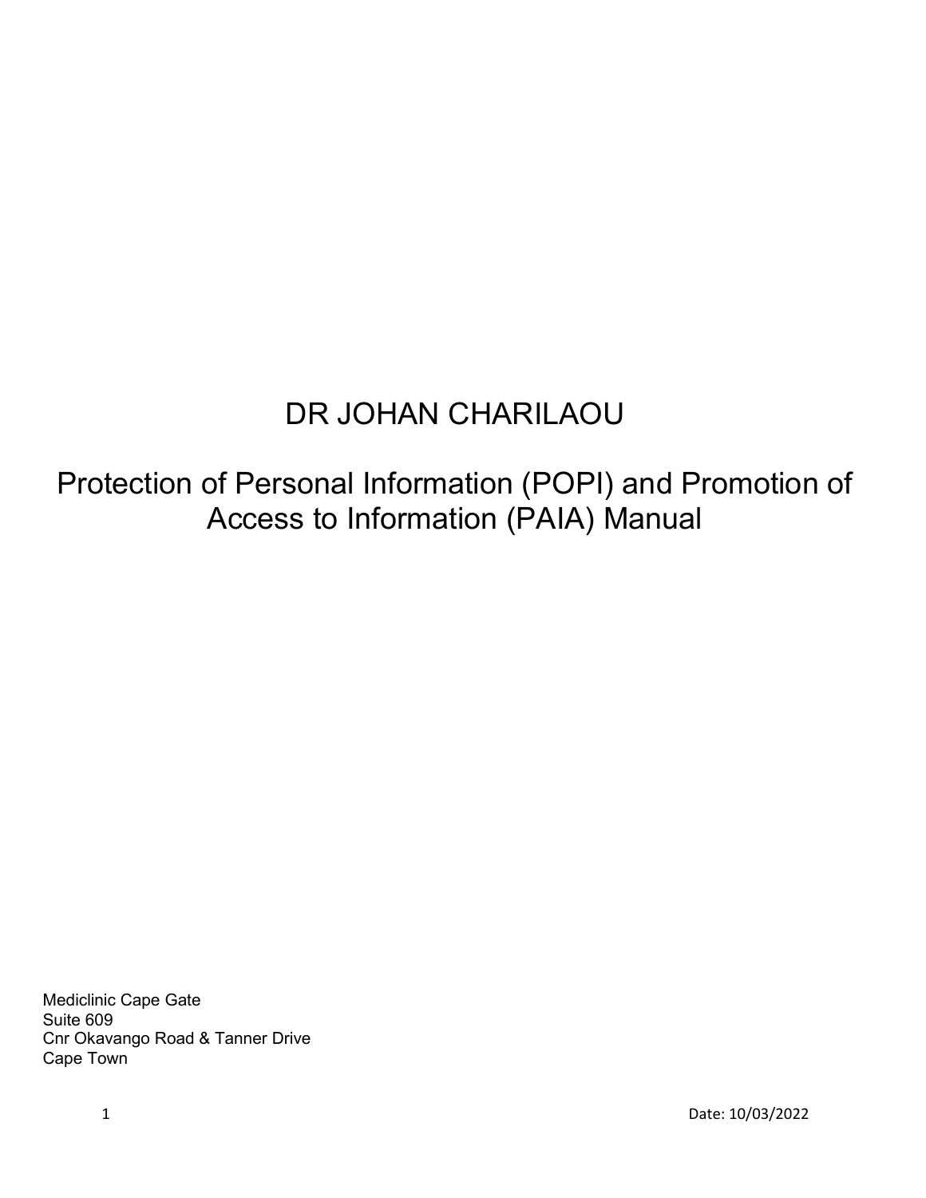# DR JOHAN CHARILAOU

## Protection of Personal Information (POPI) and Promotion of Access to Information (PAIA) Manual

Mediclinic Cape Gate
Suite 609
Cnr Okavango Road & Tanner Drive
Cape Town

Date: 10/03/2022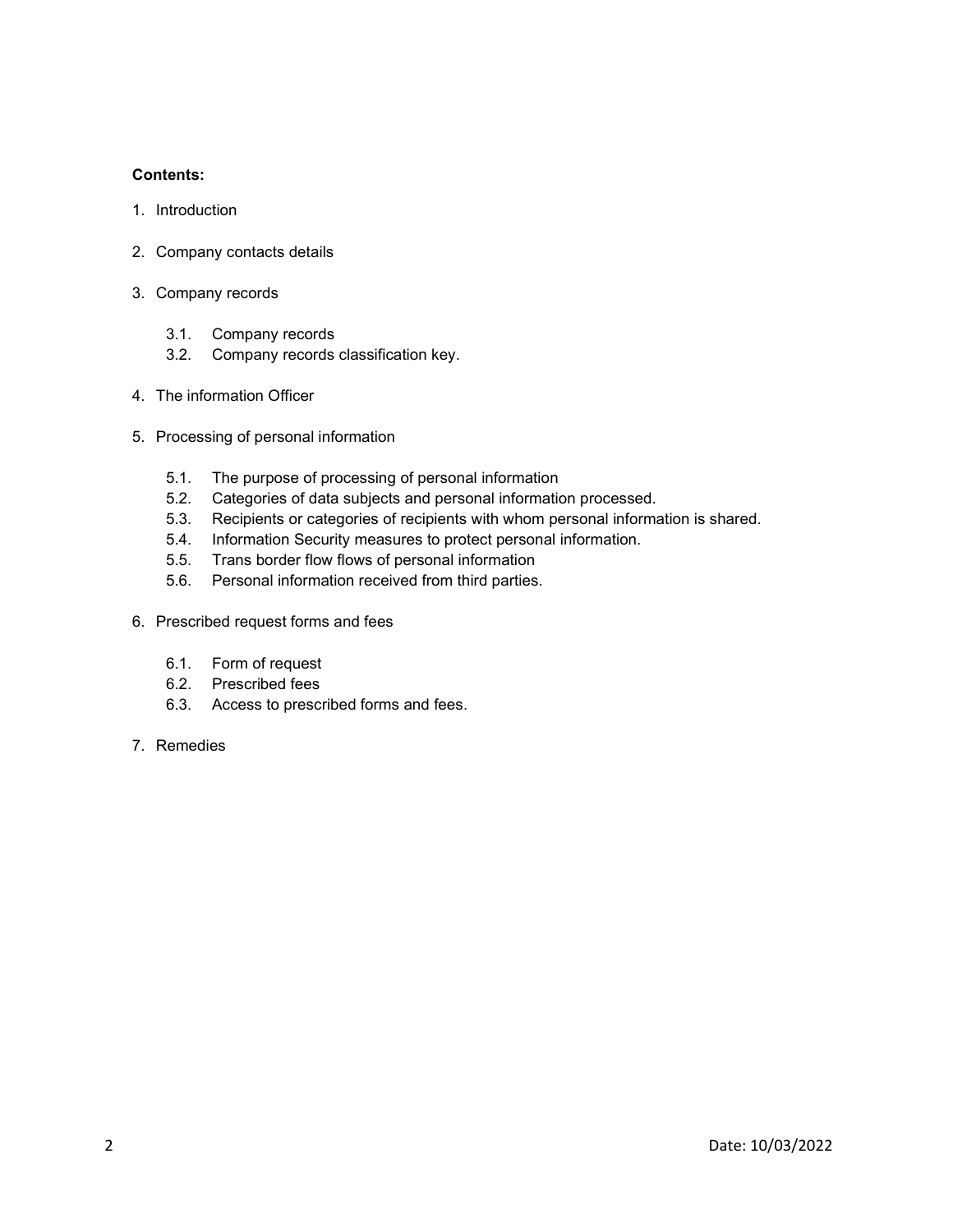**Contents:**

1. Introduction

2. Company contacts details

3. Company records

    3.1. Company records
    3.2. Company records classification key.

4. The information Officer

5. Processing of personal information

    5.1. The purpose of processing of personal information
    5.2. Categories of data subjects and personal information processed.
    5.3. Recipients or categories of recipients with whom personal information is shared.
    5.4. Information Security measures to protect personal information.
    5.5. Trans border flow flows of personal information
    5.6. Personal information received from third parties.

6. Prescribed request forms and fees

    6.1. Form of request
    6.2. Prescribed fees
    6.3. Access to prescribed forms and fees.

7. Remedies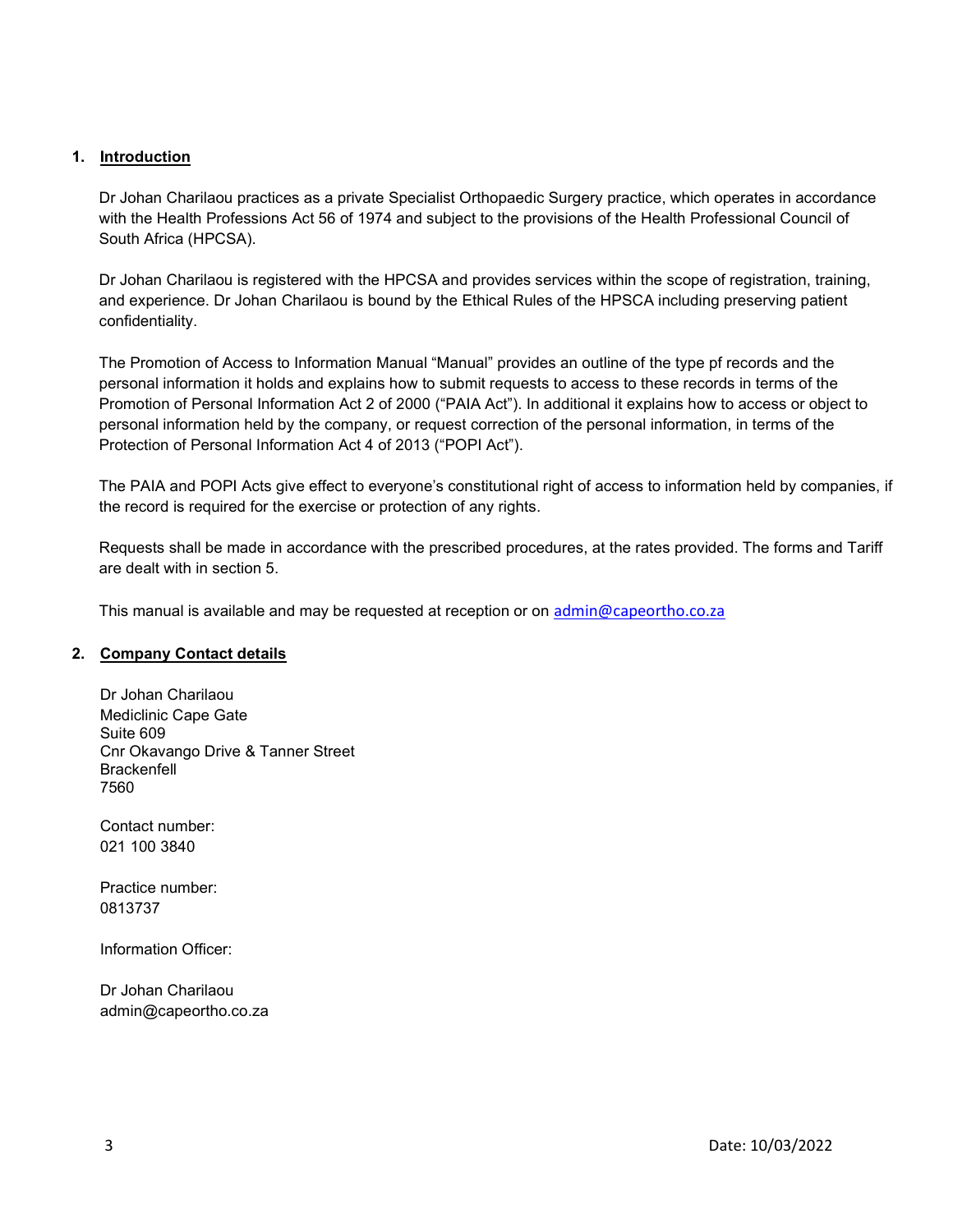## 1. Introduction

Dr Johan Charilaou practices as a private Specialist Orthopaedic Surgery practice, which operates in accordance with the Health Professions Act 56 of 1974 and subject to the provisions of the Health Professional Council of South Africa (HPCSA).

Dr Johan Charilaou is registered with the HPCSA and provides services within the scope of registration, training, and experience. Dr Johan Charilaou is bound by the Ethical Rules of the HPSCA including preserving patient confidentiality.

The Promotion of Access to Information Manual "Manual" provides an outline of the type pf records and the personal information it holds and explains how to submit requests to access to these records in terms of the Promotion of Personal Information Act 2 of 2000 ("PAIA Act"). In additional it explains how to access or object to personal information held by the company, or request correction of the personal information, in terms of the Protection of Personal Information Act 4 of 2013 ("POPI Act").

The PAIA and POPI Acts give effect to everyone's constitutional right of access to information held by companies, if the record is required for the exercise or protection of any rights.

Requests shall be made in accordance with the prescribed procedures, at the rates provided. The forms and Tariff are dealt with in section 5.

This manual is available and may be requested at reception or on admin@capeortho.co.za

## 2. Company Contact details

Dr Johan Charilaou
Mediclinic Cape Gate
Suite 609
Cnr Okavango Drive & Tanner Street
Brackenfell
7560

Contact number:
021 100 3840

Practice number:
0813737

Information Officer:

Dr Johan Charilaou
admin@capeortho.co.za

Date: 10/03/2022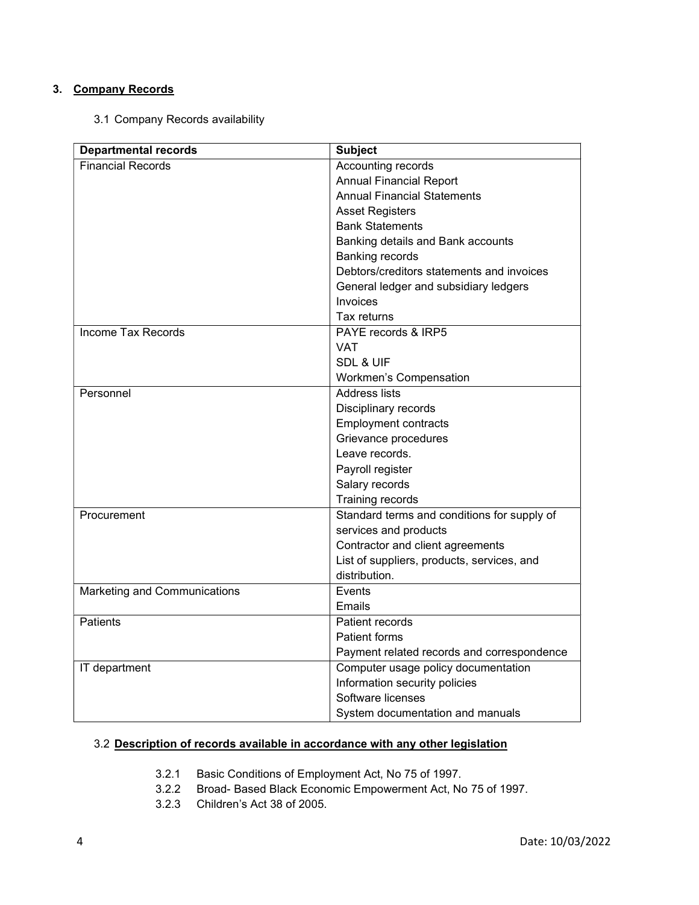## 3. Company Records

3.1 Company Records availability

| Departmental records | Subject |
| --- | --- |
| Financial Records | Accounting records<br>Annual Financial Report<br>Annual Financial Statements<br>Asset Registers<br>Bank Statements<br>Banking details and Bank accounts<br>Banking records<br>Debtors/creditors statements and invoices<br>General ledger and subsidiary ledgers<br>Invoices<br>Tax returns |
| Income Tax Records | PAYE records & IRP5<br>VAT<br>SDL & UIF<br>Workmen's Compensation |
| Personnel | Address lists<br>Disciplinary records<br>Employment contracts<br>Grievance procedures<br>Leave records.<br>Payroll register<br>Salary records<br>Training records |
| Procurement | Standard terms and conditions for supply of services and products<br>Contractor and client agreements<br>List of suppliers, products, services, and distribution. |
| Marketing and Communications | Events<br>Emails |
| Patients | Patient records<br>Patient forms<br>Payment related records and correspondence |
| IT department | Computer usage policy documentation<br>Information security policies<br>Software licenses<br>System documentation and manuals |

3.2 **Description of records available in accordance with any other legislation**

3.2.1 Basic Conditions of Employment Act, No 75 of 1997.

3.2.2 Broad- Based Black Economic Empowerment Act, No 75 of 1997.

3.2.3 Children's Act 38 of 2005.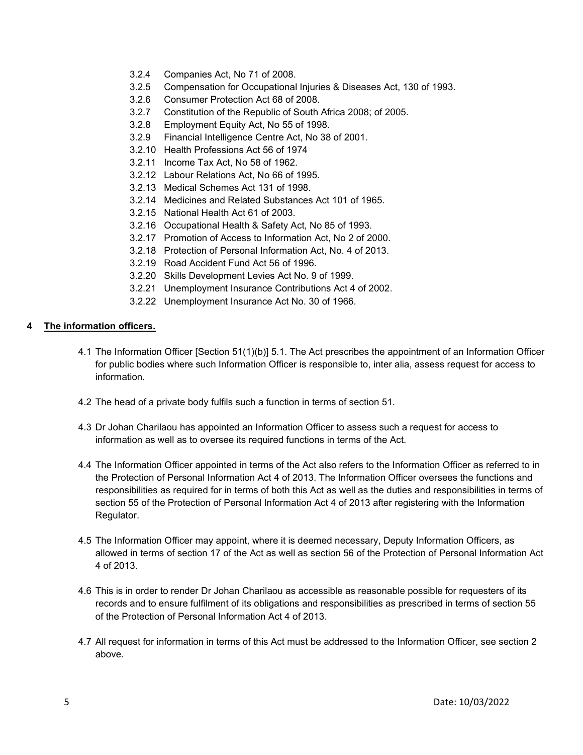- 3.2.4 Companies Act, No 71 of 2008.
- 3.2.5 Compensation for Occupational Injuries & Diseases Act, 130 of 1993.
- 3.2.6 Consumer Protection Act 68 of 2008.
- 3.2.7 Constitution of the Republic of South Africa 2008; of 2005.
- 3.2.8 Employment Equity Act, No 55 of 1998.
- 3.2.9 Financial Intelligence Centre Act, No 38 of 2001.
- 3.2.10 Health Professions Act 56 of 1974
- 3.2.11 Income Tax Act, No 58 of 1962.
- 3.2.12 Labour Relations Act, No 66 of 1995.
- 3.2.13 Medical Schemes Act 131 of 1998.
- 3.2.14 Medicines and Related Substances Act 101 of 1965.
- 3.2.15 National Health Act 61 of 2003.
- 3.2.16 Occupational Health & Safety Act, No 85 of 1993.
- 3.2.17 Promotion of Access to Information Act, No 2 of 2000.
- 3.2.18 Protection of Personal Information Act, No. 4 of 2013.
- 3.2.19 Road Accident Fund Act 56 of 1996.
- 3.2.20 Skills Development Levies Act No. 9 of 1999.
- 3.2.21 Unemployment Insurance Contributions Act 4 of 2002.
- 3.2.22 Unemployment Insurance Act No. 30 of 1966.

## 4 The information officers.

4.1 The Information Officer [Section 51(1)(b)] 5.1. The Act prescribes the appointment of an Information Officer for public bodies where such Information Officer is responsible to, inter alia, assess request for access to information.

4.2 The head of a private body fulfils such a function in terms of section 51.

4.3 Dr Johan Charilaou has appointed an Information Officer to assess such a request for access to information as well as to oversee its required functions in terms of the Act.

4.4 The Information Officer appointed in terms of the Act also refers to the Information Officer as referred to in the Protection of Personal Information Act 4 of 2013. The Information Officer oversees the functions and responsibilities as required for in terms of both this Act as well as the duties and responsibilities in terms of section 55 of the Protection of Personal Information Act 4 of 2013 after registering with the Information Regulator.

4.5 The Information Officer may appoint, where it is deemed necessary, Deputy Information Officers, as allowed in terms of section 17 of the Act as well as section 56 of the Protection of Personal Information Act 4 of 2013.

4.6 This is in order to render Dr Johan Charilaou as accessible as reasonable possible for requesters of its records and to ensure fulfilment of its obligations and responsibilities as prescribed in terms of section 55 of the Protection of Personal Information Act 4 of 2013.

4.7 All request for information in terms of this Act must be addressed to the Information Officer, see section 2 above.

Date: 10/03/2022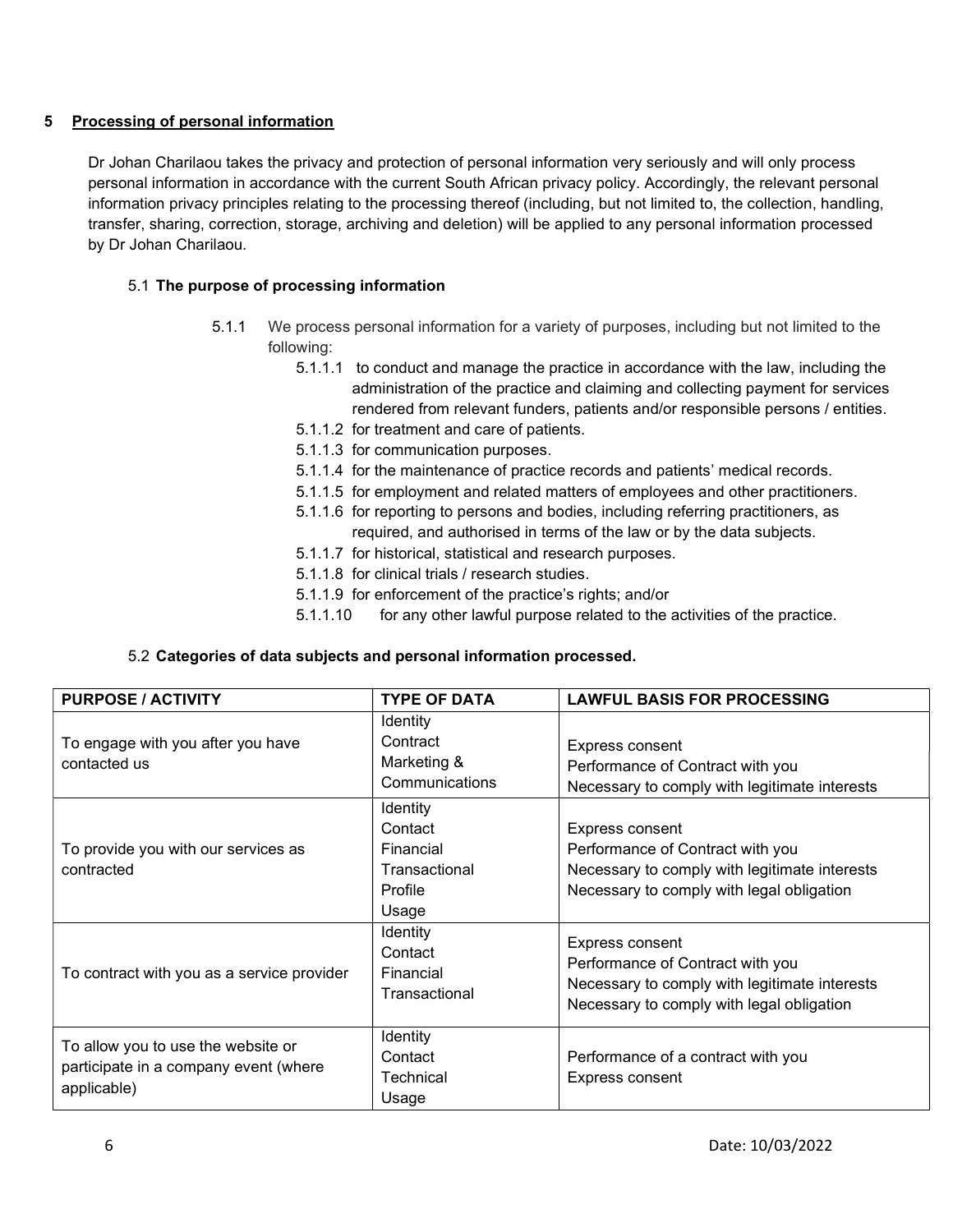## 5 Processing of personal information

Dr Johan Charilaou takes the privacy and protection of personal information very seriously and will only process personal information in accordance with the current South African privacy policy. Accordingly, the relevant personal information privacy principles relating to the processing thereof (including, but not limited to, the collection, handling, transfer, sharing, correction, storage, archiving and deletion) will be applied to any personal information processed by Dr Johan Charilaou.

### 5.1 The purpose of processing information

5.1.1 We process personal information for a variety of purposes, including but not limited to the following:

- 5.1.1.1 to conduct and manage the practice in accordance with the law, including the administration of the practice and claiming and collecting payment for services rendered from relevant funders, patients and/or responsible persons / entities.
- 5.1.1.2 for treatment and care of patients.
- 5.1.1.3 for communication purposes.
- 5.1.1.4 for the maintenance of practice records and patients' medical records.
- 5.1.1.5 for employment and related matters of employees and other practitioners.
- 5.1.1.6 for reporting to persons and bodies, including referring practitioners, as required, and authorised in terms of the law or by the data subjects.
- 5.1.1.7 for historical, statistical and research purposes.
- 5.1.1.8 for clinical trials / research studies.
- 5.1.1.9 for enforcement of the practice's rights; and/or
- 5.1.1.10 for any other lawful purpose related to the activities of the practice.

### 5.2 Categories of data subjects and personal information processed.

| PURPOSE / ACTIVITY | TYPE OF DATA | LAWFUL BASIS FOR PROCESSING |
| --- | --- | --- |
| To engage with you after you have contacted us | Identity<br>Contract<br>Marketing & Communications | Express consent<br>Performance of Contract with you<br>Necessary to comply with legitimate interests |
| To provide you with our services as contracted | Identity<br>Contact<br>Financial<br>Transactional<br>Profile<br>Usage | Express consent<br>Performance of Contract with you<br>Necessary to comply with legitimate interests<br>Necessary to comply with legal obligation |
| To contract with you as a service provider | Identity<br>Contact<br>Financial<br>Transactional | Express consent<br>Performance of Contract with you<br>Necessary to comply with legitimate interests<br>Necessary to comply with legal obligation |
| To allow you to use the website or participate in a company event (where applicable) | Identity<br>Contact<br>Technical<br>Usage | Performance of a contract with you<br>Express consent |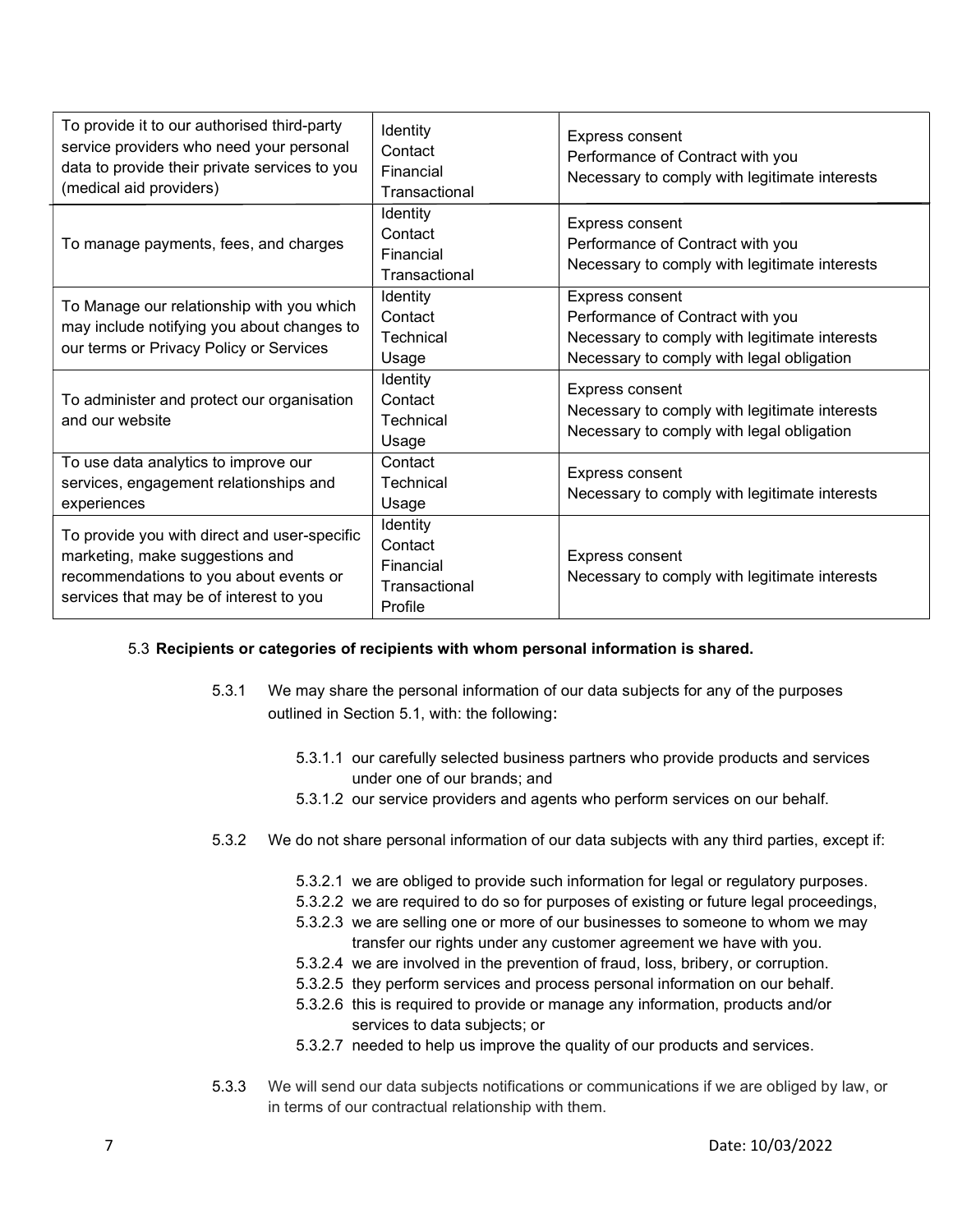| To provide it to our authorised third-party service providers who need your personal data to provide their private services to you (medical aid providers) | Identity<br>Contact<br>Financial<br>Transactional | Express consent<br>Performance of Contract with you<br>Necessary to comply with legitimate interests |
|---|---|---|
| To manage payments, fees, and charges | Identity<br>Contact<br>Financial<br>Transactional | Express consent<br>Performance of Contract with you<br>Necessary to comply with legitimate interests |
| To Manage our relationship with you which may include notifying you about changes to our terms or Privacy Policy or Services | Identity<br>Contact<br>Technical<br>Usage | Express consent<br>Performance of Contract with you<br>Necessary to comply with legitimate interests<br>Necessary to comply with legal obligation |
| To administer and protect our organisation and our website | Identity<br>Contact<br>Technical<br>Usage | Express consent<br>Necessary to comply with legitimate interests<br>Necessary to comply with legal obligation |
| To use data analytics to improve our services, engagement relationships and experiences | Contact<br>Technical<br>Usage | Express consent<br>Necessary to comply with legitimate interests |
| To provide you with direct and user-specific marketing, make suggestions and recommendations to you about events or services that may be of interest to you | Identity<br>Contact<br>Financial<br>Transactional<br>Profile | Express consent<br>Necessary to comply with legitimate interests |

5.3 **Recipients or categories of recipients with whom personal information is shared.**

5.3.1 We may share the personal information of our data subjects for any of the purposes outlined in Section 5.1, with: the following:

5.3.1.1 our carefully selected business partners who provide products and services under one of our brands; and

5.3.1.2 our service providers and agents who perform services on our behalf.

5.3.2 We do not share personal information of our data subjects with any third parties, except if:

5.3.2.1 we are obliged to provide such information for legal or regulatory purposes.

5.3.2.2 we are required to do so for purposes of existing or future legal proceedings,

5.3.2.3 we are selling one or more of our businesses to someone to whom we may transfer our rights under any customer agreement we have with you.

5.3.2.4 we are involved in the prevention of fraud, loss, bribery, or corruption.

5.3.2.5 they perform services and process personal information on our behalf.

5.3.2.6 this is required to provide or manage any information, products and/or services to data subjects; or

5.3.2.7 needed to help us improve the quality of our products and services.

5.3.3 We will send our data subjects notifications or communications if we are obliged by law, or in terms of our contractual relationship with them.

Date: 10/03/2022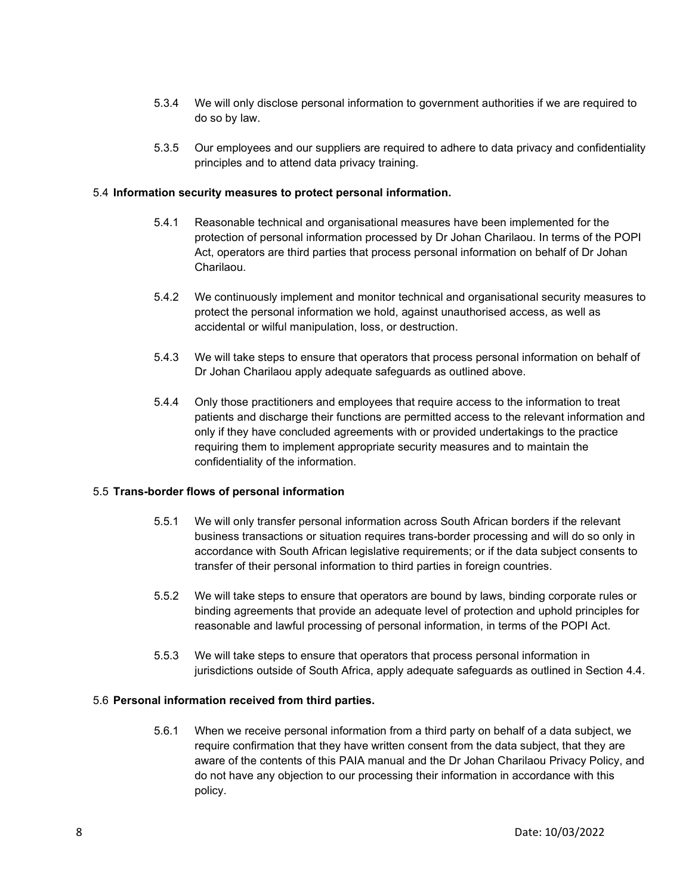5.3.4 We will only disclose personal information to government authorities if we are required to do so by law.

5.3.5 Our employees and our suppliers are required to adhere to data privacy and confidentiality principles and to attend data privacy training.

### 5.4 **Information security measures to protect personal information.**

5.4.1 Reasonable technical and organisational measures have been implemented for the protection of personal information processed by Dr Johan Charilaou. In terms of the POPI Act, operators are third parties that process personal information on behalf of Dr Johan Charilaou.

5.4.2 We continuously implement and monitor technical and organisational security measures to protect the personal information we hold, against unauthorised access, as well as accidental or wilful manipulation, loss, or destruction.

5.4.3 We will take steps to ensure that operators that process personal information on behalf of Dr Johan Charilaou apply adequate safeguards as outlined above.

5.4.4 Only those practitioners and employees that require access to the information to treat patients and discharge their functions are permitted access to the relevant information and only if they have concluded agreements with or provided undertakings to the practice requiring them to implement appropriate security measures and to maintain the confidentiality of the information.

### 5.5 **Trans-border flows of personal information**

5.5.1 We will only transfer personal information across South African borders if the relevant business transactions or situation requires trans-border processing and will do so only in accordance with South African legislative requirements; or if the data subject consents to transfer of their personal information to third parties in foreign countries.

5.5.2 We will take steps to ensure that operators are bound by laws, binding corporate rules or binding agreements that provide an adequate level of protection and uphold principles for reasonable and lawful processing of personal information, in terms of the POPI Act.

5.5.3 We will take steps to ensure that operators that process personal information in jurisdictions outside of South Africa, apply adequate safeguards as outlined in Section 4.4.

### 5.6 **Personal information received from third parties.**

5.6.1 When we receive personal information from a third party on behalf of a data subject, we require confirmation that they have written consent from the data subject, that they are aware of the contents of this PAIA manual and the Dr Johan Charilaou Privacy Policy, and do not have any objection to our processing their information in accordance with this policy.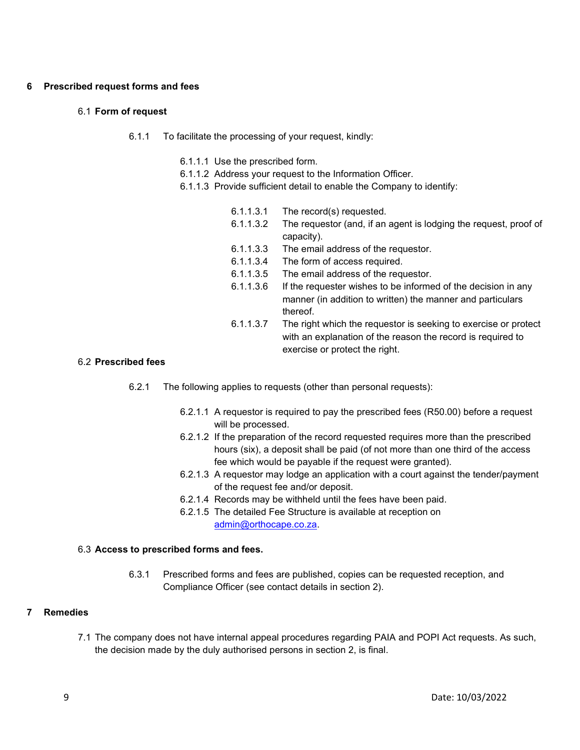## 6 Prescribed request forms and fees

### 6.1 **Form of request**

6.1.1 To facilitate the processing of your request, kindly:

6.1.1.1 Use the prescribed form.
6.1.1.2 Address your request to the Information Officer.
6.1.1.3 Provide sufficient detail to enable the Company to identify:

6.1.1.3.1 The record(s) requested.
6.1.1.3.2 The requestor (and, if an agent is lodging the request, proof of capacity).
6.1.1.3.3 The email address of the requestor.
6.1.1.3.4 The form of access required.
6.1.1.3.5 The email address of the requestor.
6.1.1.3.6 If the requester wishes to be informed of the decision in any manner (in addition to written) the manner and particulars thereof.
6.1.1.3.7 The right which the requestor is seeking to exercise or protect with an explanation of the reason the record is required to exercise or protect the right.

### 6.2 **Prescribed fees**

6.2.1 The following applies to requests (other than personal requests):

6.2.1.1 A requestor is required to pay the prescribed fees (R50.00) before a request will be processed.
6.2.1.2 If the preparation of the record requested requires more than the prescribed hours (six), a deposit shall be paid (of not more than one third of the access fee which would be payable if the request were granted).
6.2.1.3 A requestor may lodge an application with a court against the tender/payment of the request fee and/or deposit.
6.2.1.4 Records may be withheld until the fees have been paid.
6.2.1.5 The detailed Fee Structure is available at reception on admin@orthocape.co.za.

### 6.3 **Access to prescribed forms and fees.**

6.3.1 Prescribed forms and fees are published, copies can be requested reception, and Compliance Officer (see contact details in section 2).

## 7 Remedies

7.1 The company does not have internal appeal procedures regarding PAIA and POPI Act requests. As such, the decision made by the duly authorised persons in section 2, is final.

Date: 10/03/2022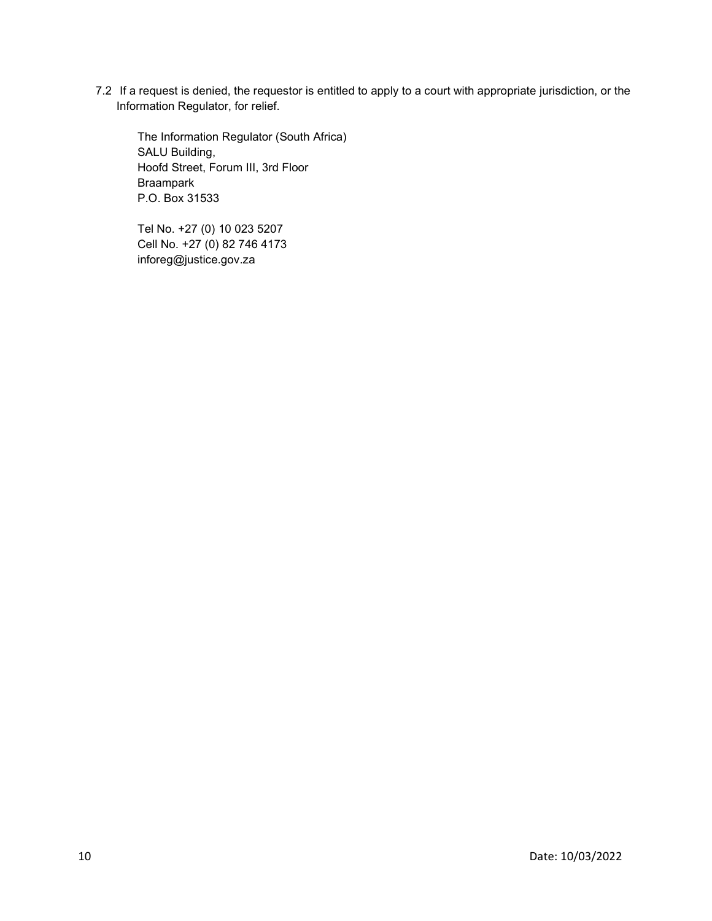7.2 If a request is denied, the requestor is entitled to apply to a court with appropriate jurisdiction, or the Information Regulator, for relief.

The Information Regulator (South Africa)  
SALU Building,  
Hoofd Street, Forum III, 3rd Floor  
Braampark  
P.O. Box 31533

Tel No. +27 (0) 10 023 5207  
Cell No. +27 (0) 82 746 4173  
inforeg@justice.gov.za

Date: 10/03/2022